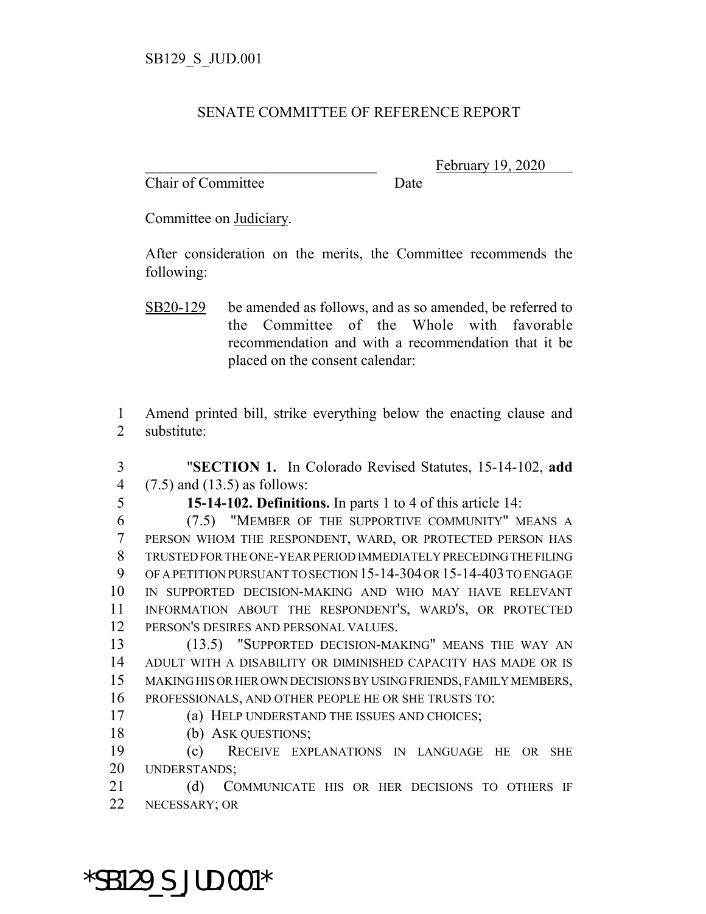SB129_S_JUD.001

SENATE COMMITTEE OF REFERENCE REPORT

_______________________________ February 19, 2020
Chair of Committee Date

Committee on Judiciary.

After consideration on the merits, the Committee recommends the following:

SB20-129 be amended as follows, and as so amended, be referred to the Committee of the Whole with favorable recommendation and with a recommendation that it be placed on the consent calendar:

1 Amend printed bill, strike everything below the enacting clause and
2 substitute:

3 "**SECTION 1.** In Colorado Revised Statutes, 15-14-102, **add**
4 (7.5) and (13.5) as follows:

5 **15-14-102. Definitions.** In parts 1 to 4 of this article 14:

6 (7.5) "MEMBER OF THE SUPPORTIVE COMMUNITY" MEANS A
7 PERSON WHOM THE RESPONDENT, WARD, OR PROTECTED PERSON HAS
8 TRUSTED FOR THE ONE-YEAR PERIOD IMMEDIATELY PRECEDING THE FILING
9 OF A PETITION PURSUANT TO SECTION 15-14-304 OR 15-14-403 TO ENGAGE
10 IN SUPPORTED DECISION-MAKING AND WHO MAY HAVE RELEVANT
11 INFORMATION ABOUT THE RESPONDENT'S, WARD'S, OR PROTECTED
12 PERSON'S DESIRES AND PERSONAL VALUES.

13 (13.5) "SUPPORTED DECISION-MAKING" MEANS THE WAY AN
14 ADULT WITH A DISABILITY OR DIMINISHED CAPACITY HAS MADE OR IS
15 MAKING HIS OR HER OWN DECISIONS BY USING FRIENDS, FAMILY MEMBERS,
16 PROFESSIONALS, AND OTHER PEOPLE HE OR SHE TRUSTS TO:

17 (a) HELP UNDERSTAND THE ISSUES AND CHOICES;

18 (b) ASK QUESTIONS;

19 (c) RECEIVE EXPLANATIONS IN LANGUAGE HE OR SHE
20 UNDERSTANDS;

21 (d) COMMUNICATE HIS OR HER DECISIONS TO OTHERS IF
22 NECESSARY; OR

*SB129_S_JUD.001*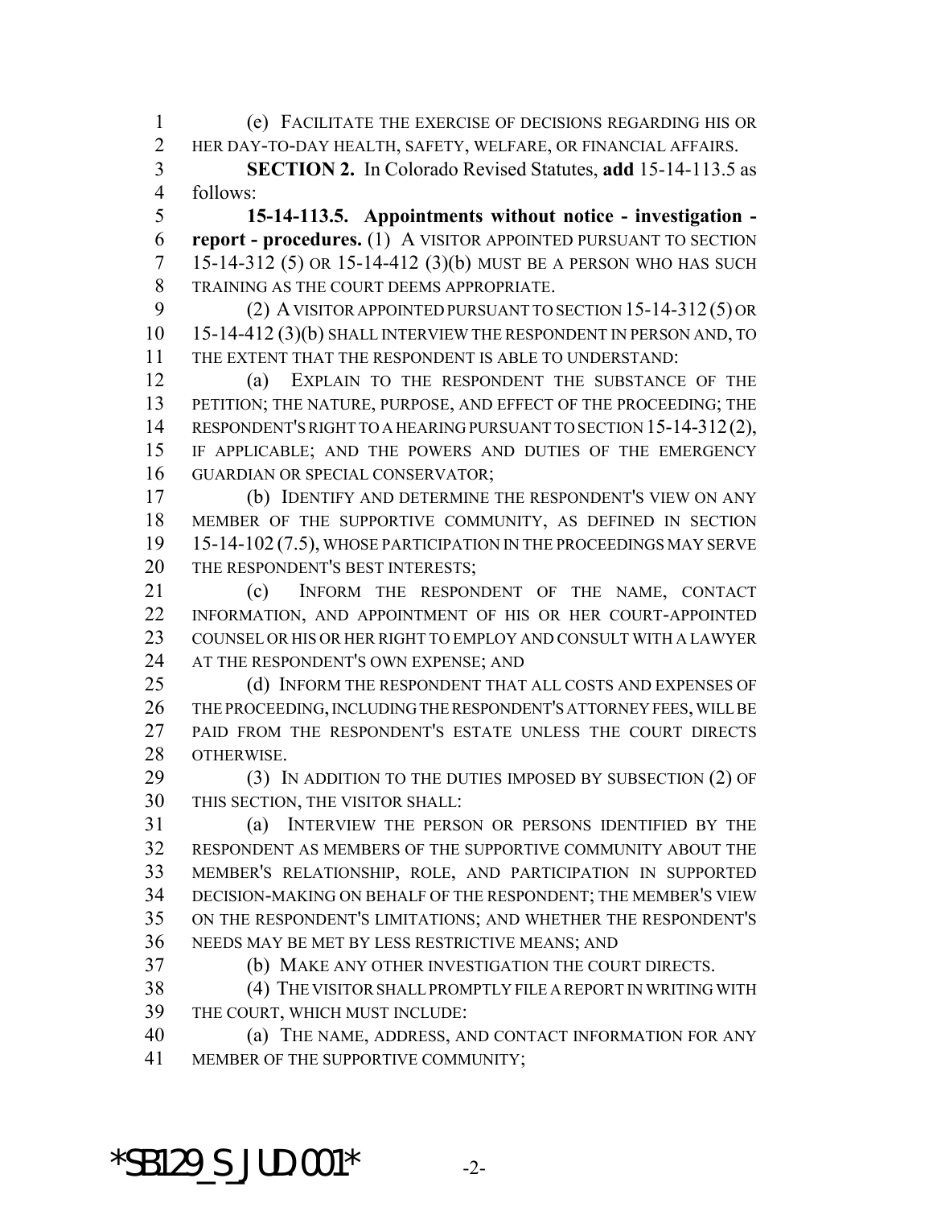(e) FACILITATE THE EXERCISE OF DECISIONS REGARDING HIS OR HER DAY-TO-DAY HEALTH, SAFETY, WELFARE, OR FINANCIAL AFFAIRS.

**SECTION 2.** In Colorado Revised Statutes, **add** 15-14-113.5 as follows:

**15-14-113.5. Appointments without notice - investigation - report - procedures.** (1) A VISITOR APPOINTED PURSUANT TO SECTION 15-14-312 (5) OR 15-14-412 (3)(b) MUST BE A PERSON WHO HAS SUCH TRAINING AS THE COURT DEEMS APPROPRIATE.

(2) A VISITOR APPOINTED PURSUANT TO SECTION 15-14-312 (5) OR 15-14-412 (3)(b) SHALL INTERVIEW THE RESPONDENT IN PERSON AND, TO THE EXTENT THAT THE RESPONDENT IS ABLE TO UNDERSTAND:

(a) EXPLAIN TO THE RESPONDENT THE SUBSTANCE OF THE PETITION; THE NATURE, PURPOSE, AND EFFECT OF THE PROCEEDING; THE RESPONDENT'S RIGHT TO A HEARING PURSUANT TO SECTION 15-14-312 (2), IF APPLICABLE; AND THE POWERS AND DUTIES OF THE EMERGENCY GUARDIAN OR SPECIAL CONSERVATOR;

(b) IDENTIFY AND DETERMINE THE RESPONDENT'S VIEW ON ANY MEMBER OF THE SUPPORTIVE COMMUNITY, AS DEFINED IN SECTION 15-14-102 (7.5), WHOSE PARTICIPATION IN THE PROCEEDINGS MAY SERVE THE RESPONDENT'S BEST INTERESTS;

(c) INFORM THE RESPONDENT OF THE NAME, CONTACT INFORMATION, AND APPOINTMENT OF HIS OR HER COURT-APPOINTED COUNSEL OR HIS OR HER RIGHT TO EMPLOY AND CONSULT WITH A LAWYER AT THE RESPONDENT'S OWN EXPENSE; AND

(d) INFORM THE RESPONDENT THAT ALL COSTS AND EXPENSES OF THE PROCEEDING, INCLUDING THE RESPONDENT'S ATTORNEY FEES, WILL BE PAID FROM THE RESPONDENT'S ESTATE UNLESS THE COURT DIRECTS OTHERWISE.

(3) IN ADDITION TO THE DUTIES IMPOSED BY SUBSECTION (2) OF THIS SECTION, THE VISITOR SHALL:

(a) INTERVIEW THE PERSON OR PERSONS IDENTIFIED BY THE RESPONDENT AS MEMBERS OF THE SUPPORTIVE COMMUNITY ABOUT THE MEMBER'S RELATIONSHIP, ROLE, AND PARTICIPATION IN SUPPORTED DECISION-MAKING ON BEHALF OF THE RESPONDENT; THE MEMBER'S VIEW ON THE RESPONDENT'S LIMITATIONS; AND WHETHER THE RESPONDENT'S NEEDS MAY BE MET BY LESS RESTRICTIVE MEANS; AND

(b) MAKE ANY OTHER INVESTIGATION THE COURT DIRECTS.

(4) THE VISITOR SHALL PROMPTLY FILE A REPORT IN WRITING WITH THE COURT, WHICH MUST INCLUDE:

(a) THE NAME, ADDRESS, AND CONTACT INFORMATION FOR ANY MEMBER OF THE SUPPORTIVE COMMUNITY;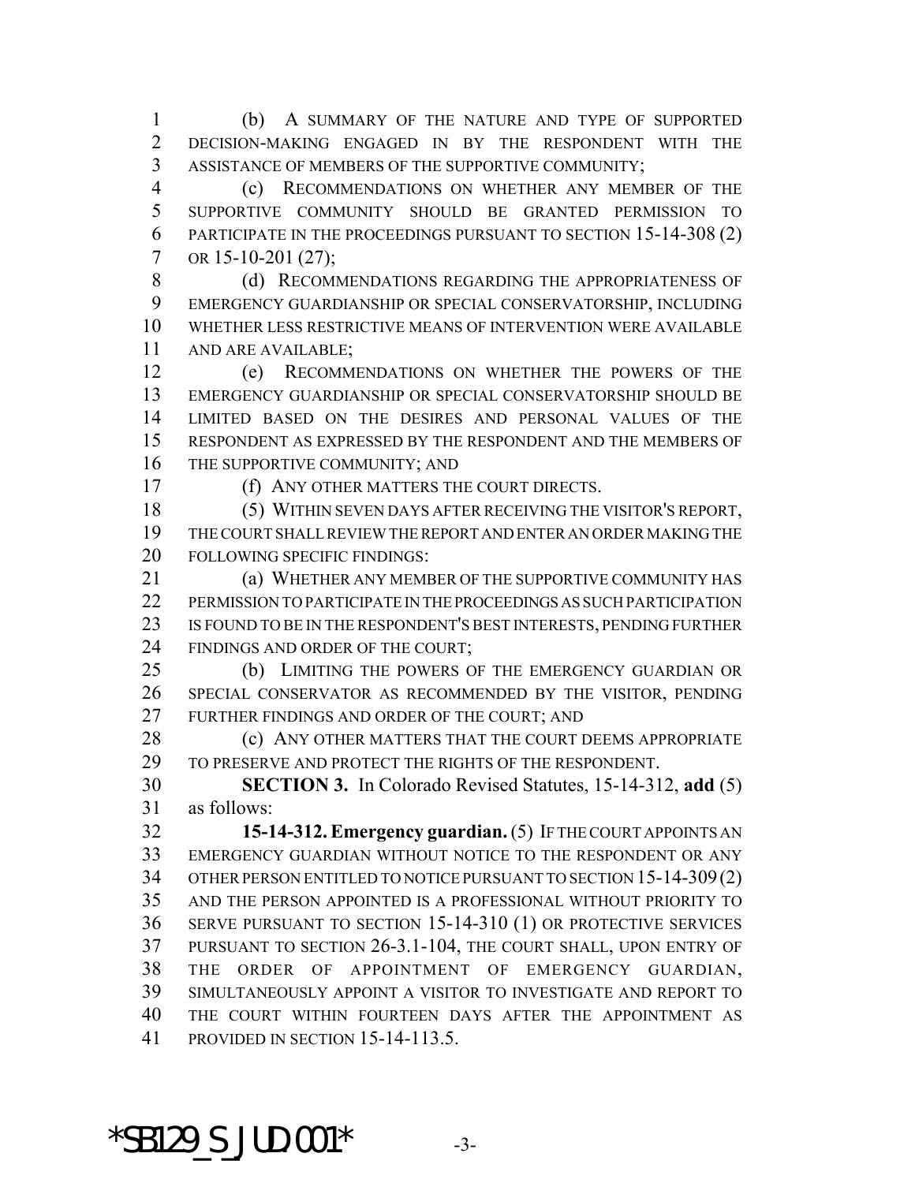(b) A SUMMARY OF THE NATURE AND TYPE OF SUPPORTED DECISION-MAKING ENGAGED IN BY THE RESPONDENT WITH THE ASSISTANCE OF MEMBERS OF THE SUPPORTIVE COMMUNITY;

(c) RECOMMENDATIONS ON WHETHER ANY MEMBER OF THE SUPPORTIVE COMMUNITY SHOULD BE GRANTED PERMISSION TO PARTICIPATE IN THE PROCEEDINGS PURSUANT TO SECTION 15-14-308 (2) OR 15-10-201 (27);

(d) RECOMMENDATIONS REGARDING THE APPROPRIATENESS OF EMERGENCY GUARDIANSHIP OR SPECIAL CONSERVATORSHIP, INCLUDING WHETHER LESS RESTRICTIVE MEANS OF INTERVENTION WERE AVAILABLE AND ARE AVAILABLE;

(e) RECOMMENDATIONS ON WHETHER THE POWERS OF THE EMERGENCY GUARDIANSHIP OR SPECIAL CONSERVATORSHIP SHOULD BE LIMITED BASED ON THE DESIRES AND PERSONAL VALUES OF THE RESPONDENT AS EXPRESSED BY THE RESPONDENT AND THE MEMBERS OF THE SUPPORTIVE COMMUNITY; AND

(f) ANY OTHER MATTERS THE COURT DIRECTS.

(5) WITHIN SEVEN DAYS AFTER RECEIVING THE VISITOR'S REPORT, THE COURT SHALL REVIEW THE REPORT AND ENTER AN ORDER MAKING THE FOLLOWING SPECIFIC FINDINGS:

(a) WHETHER ANY MEMBER OF THE SUPPORTIVE COMMUNITY HAS PERMISSION TO PARTICIPATE IN THE PROCEEDINGS AS SUCH PARTICIPATION IS FOUND TO BE IN THE RESPONDENT'S BEST INTERESTS, PENDING FURTHER FINDINGS AND ORDER OF THE COURT;

(b) LIMITING THE POWERS OF THE EMERGENCY GUARDIAN OR SPECIAL CONSERVATOR AS RECOMMENDED BY THE VISITOR, PENDING FURTHER FINDINGS AND ORDER OF THE COURT; AND

(c) ANY OTHER MATTERS THAT THE COURT DEEMS APPROPRIATE TO PRESERVE AND PROTECT THE RIGHTS OF THE RESPONDENT.

**SECTION 3.** In Colorado Revised Statutes, 15-14-312, **add** (5) as follows:

**15-14-312. Emergency guardian.** (5) IF THE COURT APPOINTS AN EMERGENCY GUARDIAN WITHOUT NOTICE TO THE RESPONDENT OR ANY OTHER PERSON ENTITLED TO NOTICE PURSUANT TO SECTION 15-14-309 (2) AND THE PERSON APPOINTED IS A PROFESSIONAL WITHOUT PRIORITY TO SERVE PURSUANT TO SECTION 15-14-310 (1) OR PROTECTIVE SERVICES PURSUANT TO SECTION 26-3.1-104, THE COURT SHALL, UPON ENTRY OF THE ORDER OF APPOINTMENT OF EMERGENCY GUARDIAN, SIMULTANEOUSLY APPOINT A VISITOR TO INVESTIGATE AND REPORT TO THE COURT WITHIN FOURTEEN DAYS AFTER THE APPOINTMENT AS PROVIDED IN SECTION 15-14-113.5.

*SB129_S_JUD.001*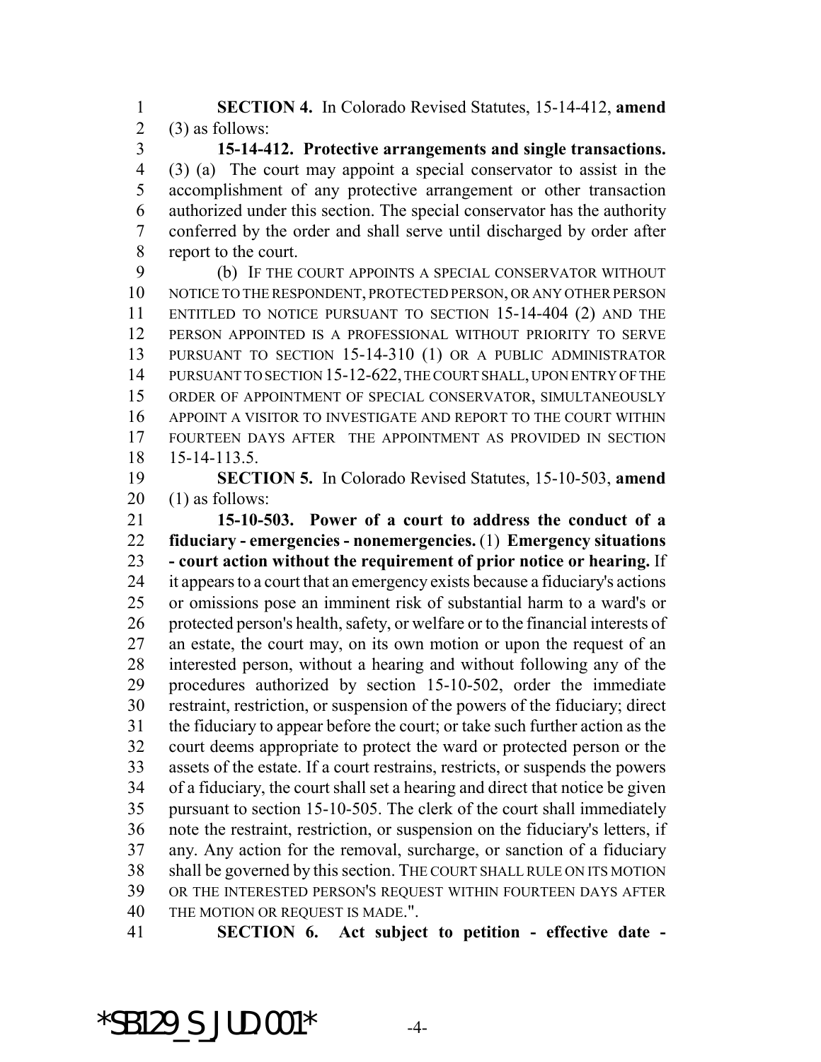**SECTION 4.** In Colorado Revised Statutes, 15-14-412, **amend** (3) as follows:

**15-14-412. Protective arrangements and single transactions.** (3) (a) The court may appoint a special conservator to assist in the accomplishment of any protective arrangement or other transaction authorized under this section. The special conservator has the authority conferred by the order and shall serve until discharged by order after report to the court.

(b) IF THE COURT APPOINTS A SPECIAL CONSERVATOR WITHOUT NOTICE TO THE RESPONDENT, PROTECTED PERSON, OR ANY OTHER PERSON ENTITLED TO NOTICE PURSUANT TO SECTION 15-14-404 (2) AND THE PERSON APPOINTED IS A PROFESSIONAL WITHOUT PRIORITY TO SERVE PURSUANT TO SECTION 15-14-310 (1) OR A PUBLIC ADMINISTRATOR PURSUANT TO SECTION 15-12-622, THE COURT SHALL, UPON ENTRY OF THE ORDER OF APPOINTMENT OF SPECIAL CONSERVATOR, SIMULTANEOUSLY APPOINT A VISITOR TO INVESTIGATE AND REPORT TO THE COURT WITHIN FOURTEEN DAYS AFTER THE APPOINTMENT AS PROVIDED IN SECTION 15-14-113.5.

**SECTION 5.** In Colorado Revised Statutes, 15-10-503, **amend** (1) as follows:

**15-10-503. Power of a court to address the conduct of a fiduciary - emergencies - nonemergencies.** (1) **Emergency situations - court action without the requirement of prior notice or hearing.** If it appears to a court that an emergency exists because a fiduciary's actions or omissions pose an imminent risk of substantial harm to a ward's or protected person's health, safety, or welfare or to the financial interests of an estate, the court may, on its own motion or upon the request of an interested person, without a hearing and without following any of the procedures authorized by section 15-10-502, order the immediate restraint, restriction, or suspension of the powers of the fiduciary; direct the fiduciary to appear before the court; or take such further action as the court deems appropriate to protect the ward or protected person or the assets of the estate. If a court restrains, restricts, or suspends the powers of a fiduciary, the court shall set a hearing and direct that notice be given pursuant to section 15-10-505. The clerk of the court shall immediately note the restraint, restriction, or suspension on the fiduciary's letters, if any. Any action for the removal, surcharge, or sanction of a fiduciary shall be governed by this section. THE COURT SHALL RULE ON ITS MOTION OR THE INTERESTED PERSON'S REQUEST WITHIN FOURTEEN DAYS AFTER THE MOTION OR REQUEST IS MADE.".

**SECTION 6. Act subject to petition - effective date -**

*SB129_S_JUD.001*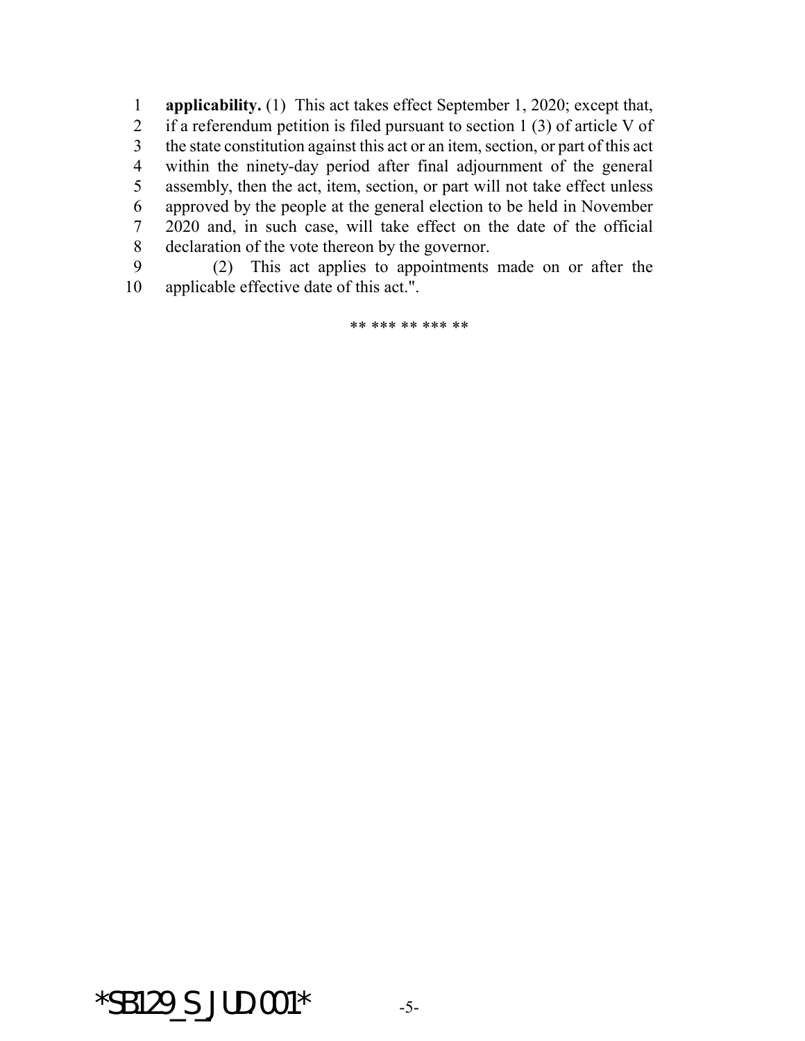**applicability.** (1) This act takes effect September 1, 2020; except that, if a referendum petition is filed pursuant to section 1 (3) of article V of the state constitution against this act or an item, section, or part of this act within the ninety-day period after final adjournment of the general assembly, then the act, item, section, or part will not take effect unless approved by the people at the general election to be held in November 2020 and, in such case, will take effect on the date of the official declaration of the vote thereon by the governor.

(2) This act applies to appointments made on or after the applicable effective date of this act.".

** *** ** *** **

*SB129_S_JUD.001*